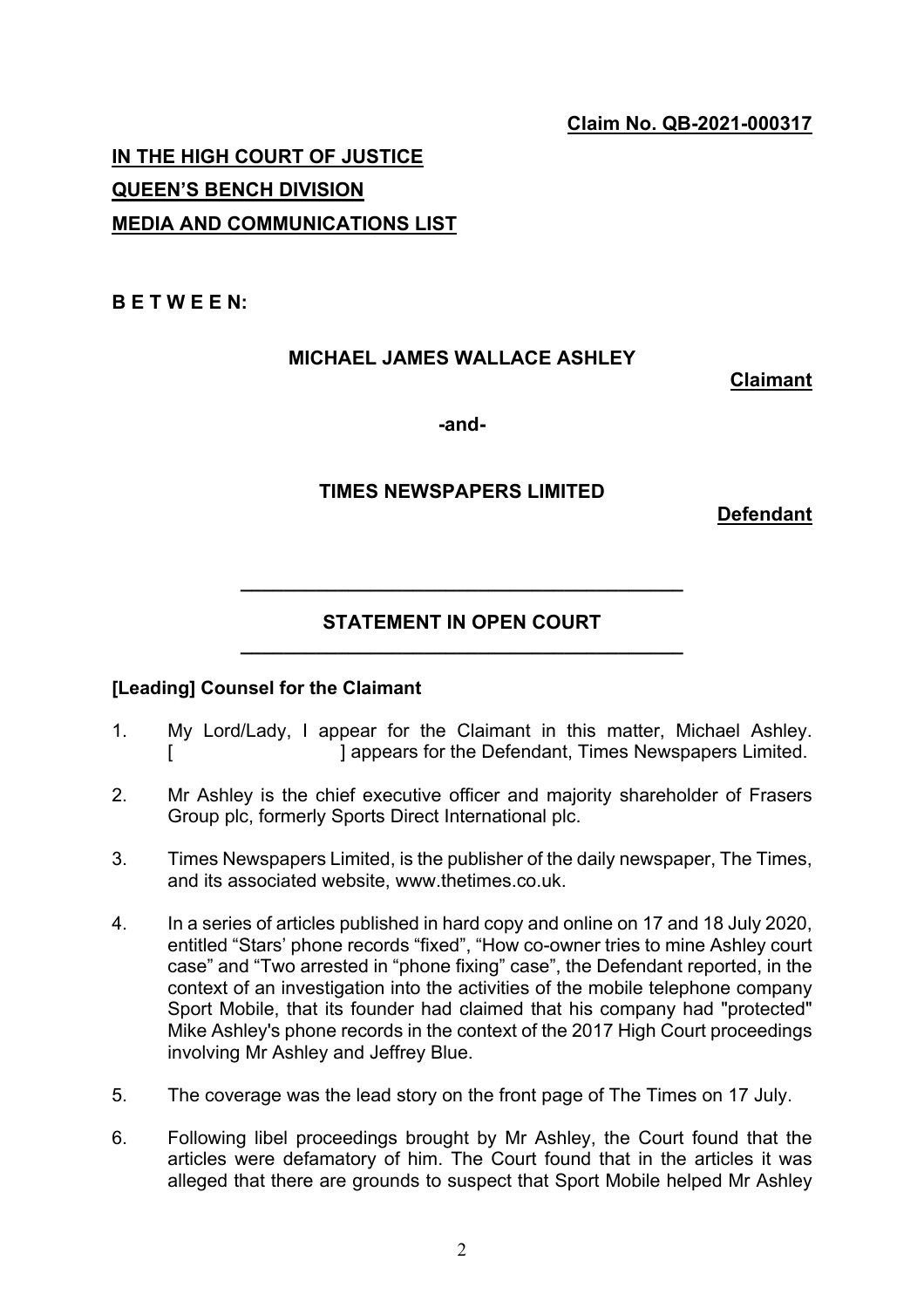**Claim No. QB-2021-000317**

**IN THE HIGH COURT OF JUSTICE**
**QUEEN'S BENCH DIVISION**
**MEDIA AND COMMUNICATIONS LIST**

**B E T W E E N:**

**MICHAEL JAMES WALLACE ASHLEY**

**Claimant**

**-and-**

**TIMES NEWSPAPERS LIMITED**

**Defendant**

---

## STATEMENT IN OPEN COURT

---

**[Leading] Counsel for the Claimant**

1. My Lord/Lady, I appear for the Claimant in this matter, Michael Ashley. [ ] appears for the Defendant, Times Newspapers Limited.

2. Mr Ashley is the chief executive officer and majority shareholder of Frasers Group plc, formerly Sports Direct International plc.

3. Times Newspapers Limited, is the publisher of the daily newspaper, The Times, and its associated website, www.thetimes.co.uk.

4. In a series of articles published in hard copy and online on 17 and 18 July 2020, entitled "Stars' phone records "fixed", "How co-owner tries to mine Ashley court case" and "Two arrested in "phone fixing" case", the Defendant reported, in the context of an investigation into the activities of the mobile telephone company Sport Mobile, that its founder had claimed that his company had "protected" Mike Ashley's phone records in the context of the 2017 High Court proceedings involving Mr Ashley and Jeffrey Blue.

5. The coverage was the lead story on the front page of The Times on 17 July.

6. Following libel proceedings brought by Mr Ashley, the Court found that the articles were defamatory of him. The Court found that in the articles it was alleged that there are grounds to suspect that Sport Mobile helped Mr Ashley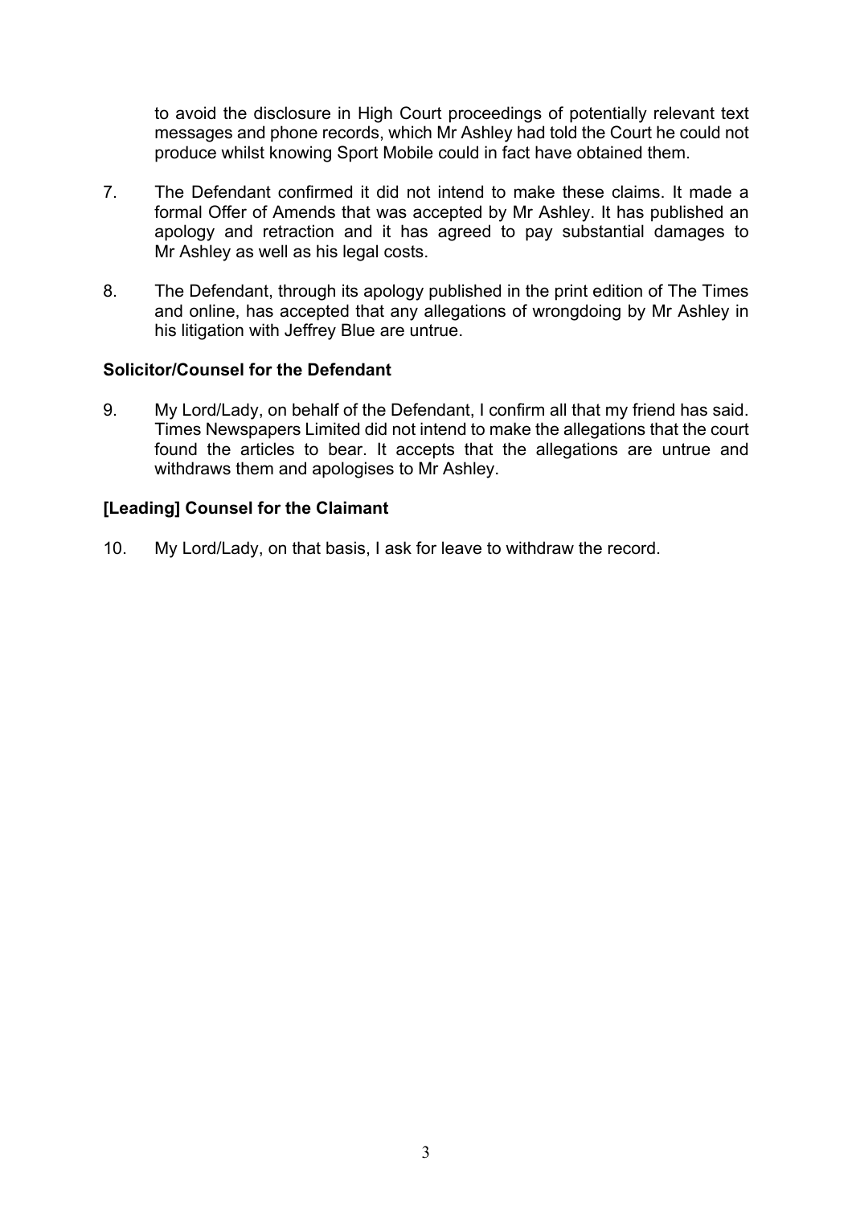to avoid the disclosure in High Court proceedings of potentially relevant text messages and phone records, which Mr Ashley had told the Court he could not produce whilst knowing Sport Mobile could in fact have obtained them.

7. The Defendant confirmed it did not intend to make these claims. It made a formal Offer of Amends that was accepted by Mr Ashley. It has published an apology and retraction and it has agreed to pay substantial damages to Mr Ashley as well as his legal costs.

8. The Defendant, through its apology published in the print edition of The Times and online, has accepted that any allegations of wrongdoing by Mr Ashley in his litigation with Jeffrey Blue are untrue.

**Solicitor/Counsel for the Defendant**

9. My Lord/Lady, on behalf of the Defendant, I confirm all that my friend has said. Times Newspapers Limited did not intend to make the allegations that the court found the articles to bear. It accepts that the allegations are untrue and withdraws them and apologises to Mr Ashley.

**[Leading] Counsel for the Claimant**

10. My Lord/Lady, on that basis, I ask for leave to withdraw the record.